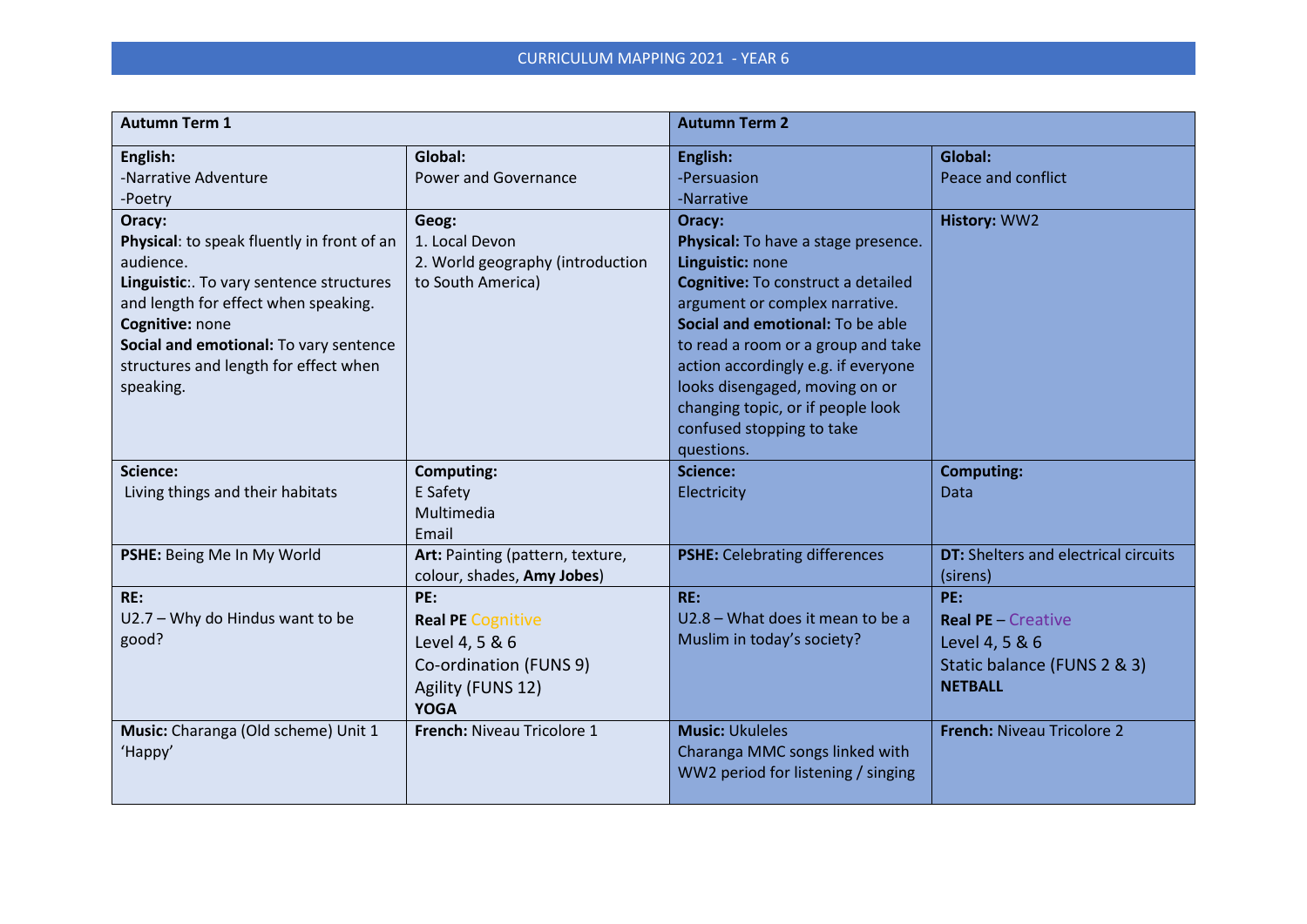# CURRICULUM MAPPING 2021 - YEAR 6

| **Autumn Term 1** | | **Autumn Term 2** | |
|---|---|---|---|
| **English:**<br>-Narrative Adventure<br>-Poetry | **Global:**<br>Power and Governance | **English:**<br>-Persuasion<br>-Narrative | **Global:**<br>Peace and conflict |
| **Oracy:**<br>**Physical**: to speak fluently in front of an audience.<br>**Linguistic**:. To vary sentence structures and length for effect when speaking.<br>**Cognitive:** none<br>**Social and emotional:** To vary sentence structures and length for effect when speaking. | **Geog:**<br>1. Local Devon<br>2. World geography (introduction to South America) | **Oracy:**<br>**Physical:** To have a stage presence.<br>**Linguistic:** none<br>**Cognitive:** To construct a detailed argument or complex narrative.<br>**Social and emotional:** To be able to read a room or a group and take action accordingly e.g. if everyone looks disengaged, moving on or changing topic, or if people look confused stopping to take questions. | **History:** WW2 |
| **Science:**<br>Living things and their habitats | **Computing:**<br>E Safety<br>Multimedia<br>Email | **Science:**<br>Electricity | **Computing:**<br>Data |
| **PSHE:** Being Me In My World | **Art:** Painting (pattern, texture, colour, shades, **Amy Jobes**) | **PSHE:** Celebrating differences | **DT:** Shelters and electrical circuits (sirens) |
| **RE:**<br>U2.7 – Why do Hindus want to be good? | **PE:**<br>**Real PE** Cognitive<br>Level 4, 5 & 6<br>Co-ordination (FUNS 9)<br>Agility (FUNS 12)<br>**YOGA** | **RE:**<br>U2.8 – What does it mean to be a Muslim in today's society? | **PE:**<br>**Real PE** – Creative<br>Level 4, 5 & 6<br>Static balance (FUNS 2 & 3)<br>**NETBALL** |
| **Music:** Charanga (Old scheme) Unit 1 'Happy' | **French:** Niveau Tricolore 1 | **Music:** Ukuleles<br>Charanga MMC songs linked with WW2 period for listening / singing | **French:** Niveau Tricolore 2 |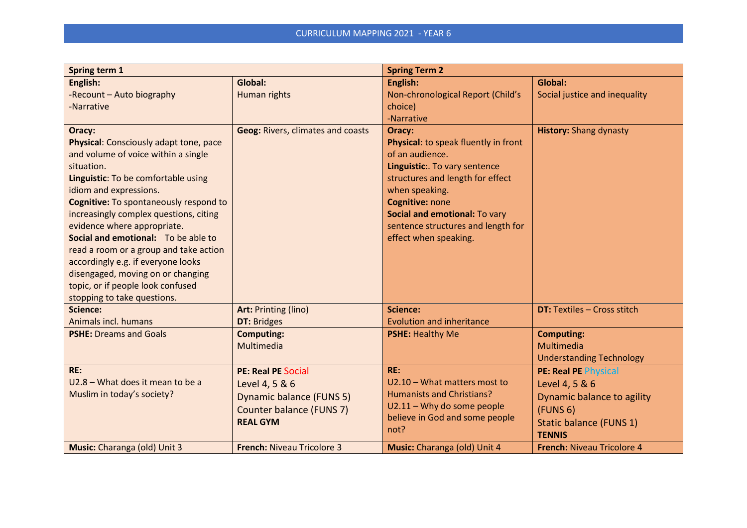CURRICULUM MAPPING 2021 - YEAR 6

| Spring term 1 | | Spring Term 2 | |
|---|---|---|---|
| **English:**<br>-Recount – Auto biography<br>-Narrative | **Global:**<br>Human rights | **English:**<br>Non-chronological Report (Child's choice)<br>-Narrative | **Global:**<br>Social justice and inequality |
| **Oracy:**<br>**Physical**: Consciously adapt tone, pace and volume of voice within a single situation.<br>**Linguistic**: To be comfortable using idiom and expressions.<br>**Cognitive:** To spontaneously respond to increasingly complex questions, citing evidence where appropriate.<br>**Social and emotional:** To be able to read a room or a group and take action accordingly e.g. if everyone looks disengaged, moving on or changing topic, or if people look confused stopping to take questions. | **Geog:** Rivers, climates and coasts | **Oracy:**<br>**Physical**: to speak fluently in front of an audience.<br>**Linguistic**:. To vary sentence structures and length for effect when speaking.<br>**Cognitive:** none<br>**Social and emotional:** To vary sentence structures and length for effect when speaking. | **History:** Shang dynasty |
| **Science:**<br>Animals incl. humans | **Art:** Printing (lino)<br>**DT:** Bridges | **Science:**<br>Evolution and inheritance | **DT:** Textiles – Cross stitch |
| **PSHE:** Dreams and Goals | **Computing:**<br>Multimedia | **PSHE:** Healthy Me | **Computing:**<br>Multimedia<br>Understanding Technology |
| **RE:**<br>U2.8 – What does it mean to be a Muslim in today's society? | **PE: Real PE** Social<br>Level 4, 5 & 6<br>Dynamic balance (FUNS 5)<br>Counter balance (FUNS 7)<br>**REAL GYM** | **RE:**<br>U2.10 – What matters most to Humanists and Christians?<br>U2.11 – Why do some people believe in God and some people not? | **PE: Real PE** Physical<br>Level 4, 5 & 6<br>Dynamic balance to agility (FUNS 6)<br>Static balance (FUNS 1)<br>**TENNIS** |
| **Music:** Charanga (old) Unit 3 | **French:** Niveau Tricolore 3 | **Music:** Charanga (old) Unit 4 | **French:** Niveau Tricolore 4 |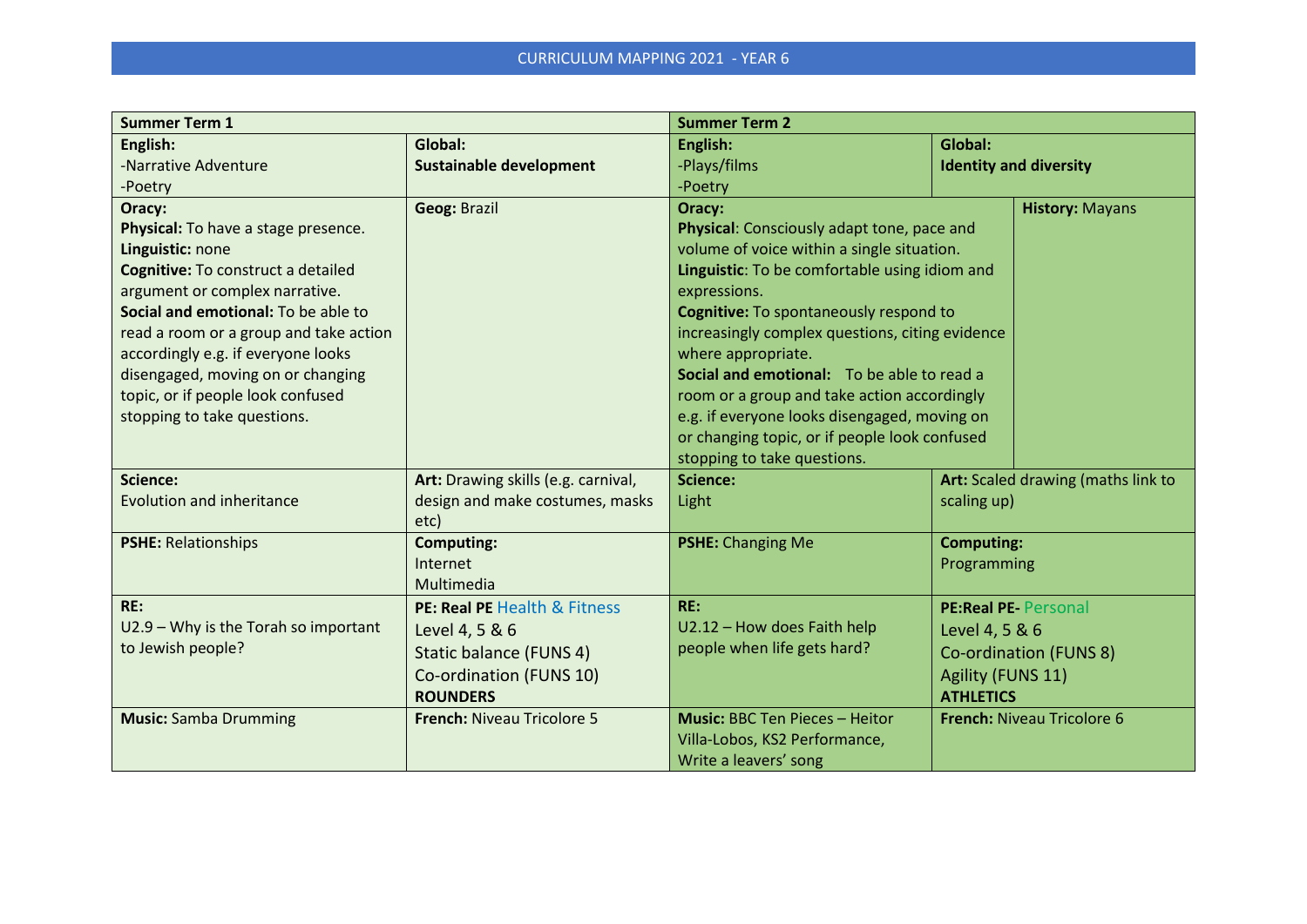CURRICULUM MAPPING 2021 - YEAR 6

| **Summer Term 1** | | **Summer Term 2** | | |
|---|---|---|---|---|
| **English:**<br>-Narrative Adventure<br>-Poetry | **Global:**<br>**Sustainable development** | **English:**<br>-Plays/films<br>-Poetry | **Global:**<br>**Identity and diversity** | |
| **Oracy:**<br>**Physical:** To have a stage presence.<br>**Linguistic:** none<br>**Cognitive:** To construct a detailed argument or complex narrative.<br>**Social and emotional:** To be able to read a room or a group and take action accordingly e.g. if everyone looks disengaged, moving on or changing topic, or if people look confused stopping to take questions. | **Geog:** Brazil | **Oracy:**<br>**Physical**: Consciously adapt tone, pace and volume of voice within a single situation.<br>**Linguistic**: To be comfortable using idiom and expressions.<br>**Cognitive:** To spontaneously respond to increasingly complex questions, citing evidence where appropriate.<br>**Social and emotional:** To be able to read a room or a group and take action accordingly e.g. if everyone looks disengaged, moving on or changing topic, or if people look confused stopping to take questions. | | **History:** Mayans |
| **Science:**<br>Evolution and inheritance | **Art:** Drawing skills (e.g. carnival, design and make costumes, masks etc) | **Science:**<br>Light | **Art:** Scaled drawing (maths link to scaling up) | |
| **PSHE:** Relationships | **Computing:**<br>Internet<br>Multimedia | **PSHE:** Changing Me | **Computing:**<br>Programming | |
| **RE:**<br>U2.9 – Why is the Torah so important to Jewish people? | **PE: Real PE** Health & Fitness<br>Level 4, 5 & 6<br>Static balance (FUNS 4)<br>Co-ordination (FUNS 10)<br>**ROUNDERS** | **RE:**<br>U2.12 – How does Faith help people when life gets hard? | **PE:Real PE-** Personal<br>Level 4, 5 & 6<br>Co-ordination (FUNS 8)<br>Agility (FUNS 11)<br>**ATHLETICS** | |
| **Music:** Samba Drumming | **French:** Niveau Tricolore 5 | **Music:** BBC Ten Pieces – Heitor Villa-Lobos, KS2 Performance, Write a leavers' song | **French:** Niveau Tricolore 6 | |